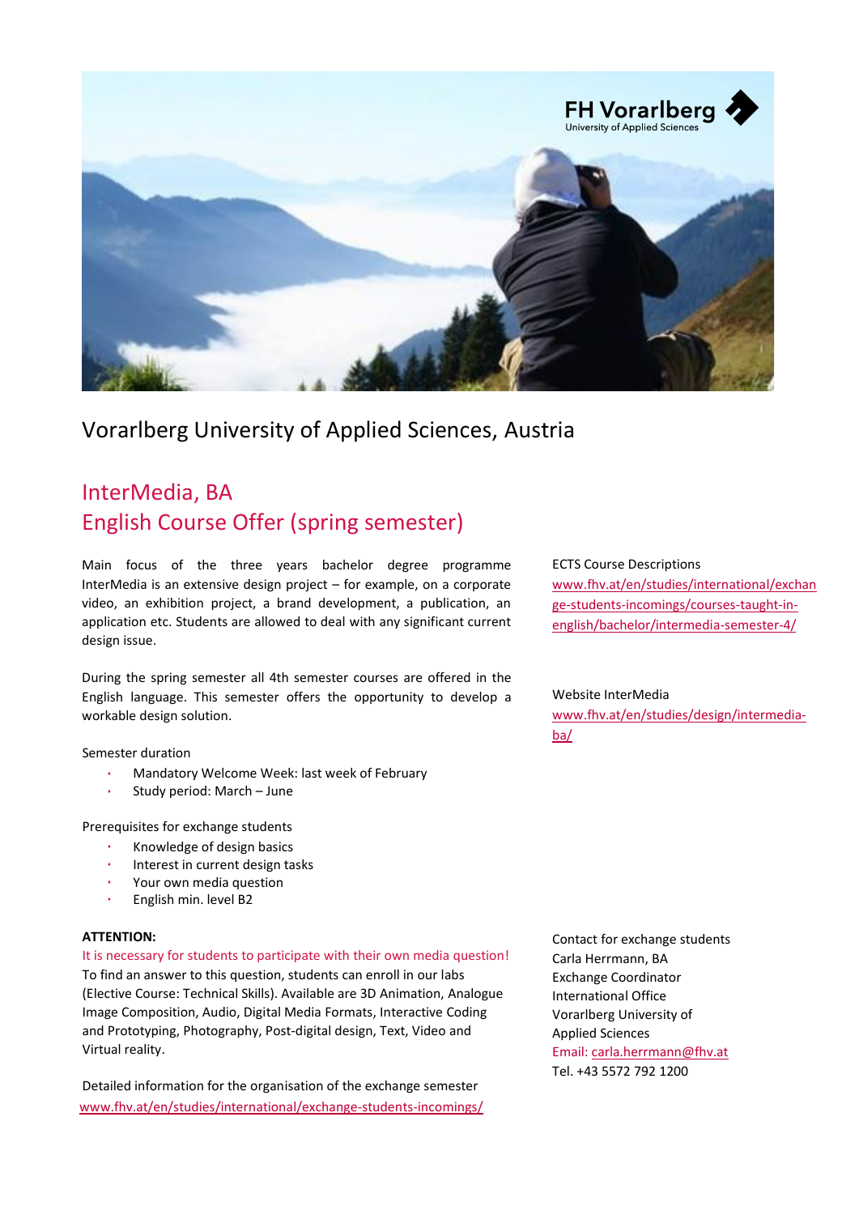# Vorarlberg University of Applied Sciences, Austria

## InterMedia, BA
## English Course Offer (spring semester)

Main focus of the three years bachelor degree programme InterMedia is an extensive design project – for example, on a corporate video, an exhibition project, a brand development, a publication, an application etc. Students are allowed to deal with any significant current design issue.

During the spring semester all 4th semester courses are offered in the English language. This semester offers the opportunity to develop a workable design solution.

Semester duration

- Mandatory Welcome Week: last week of February
- Study period: March – June

Prerequisites for exchange students

- Knowledge of design basics
- Interest in current design tasks
- Your own media question
- English min. level B2

**ATTENTION:**

It is necessary for students to participate with their own media question!

To find an answer to this question, students can enroll in our labs (Elective Course: Technical Skills). Available are 3D Animation, Analogue Image Composition, Audio, Digital Media Formats, Interactive Coding and Prototyping, Photography, Post-digital design, Text, Video and Virtual reality.

Detailed information for the organisation of the exchange semester
www.fhv.at/en/studies/international/exchange-students-incomings/

ECTS Course Descriptions
www.fhv.at/en/studies/international/exchange-students-incomings/courses-taught-in-english/bachelor/intermedia-semester-4/

Website InterMedia
www.fhv.at/en/studies/design/intermedia-ba/

Contact for exchange students
Carla Herrmann, BA
Exchange Coordinator
International Office
Vorarlberg University of Applied Sciences
Email: carla.herrmann@fhv.at
Tel. +43 5572 792 1200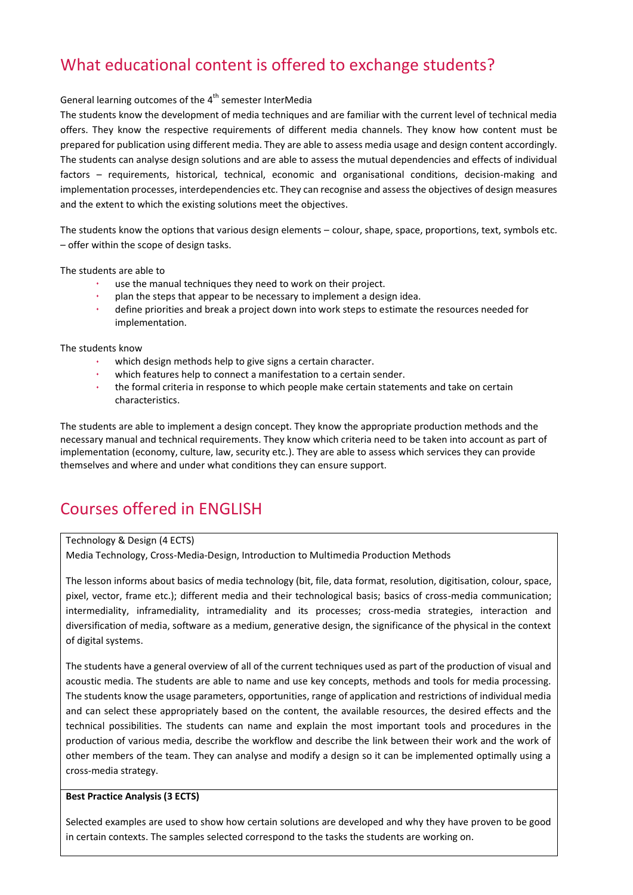## What educational content is offered to exchange students?

General learning outcomes of the 4th semester InterMedia

The students know the development of media techniques and are familiar with the current level of technical media offers. They know the respective requirements of different media channels. They know how content must be prepared for publication using different media. They are able to assess media usage and design content accordingly. The students can analyse design solutions and are able to assess the mutual dependencies and effects of individual factors – requirements, historical, technical, economic and organisational conditions, decision-making and implementation processes, interdependencies etc. They can recognise and assess the objectives of design measures and the extent to which the existing solutions meet the objectives.

The students know the options that various design elements – colour, shape, space, proportions, text, symbols etc. – offer within the scope of design tasks.

The students are able to

- use the manual techniques they need to work on their project.
- plan the steps that appear to be necessary to implement a design idea.
- define priorities and break a project down into work steps to estimate the resources needed for implementation.

The students know

- which design methods help to give signs a certain character.
- which features help to connect a manifestation to a certain sender.
- the formal criteria in response to which people make certain statements and take on certain characteristics.

The students are able to implement a design concept. They know the appropriate production methods and the necessary manual and technical requirements. They know which criteria need to be taken into account as part of implementation (economy, culture, law, security etc.). They are able to assess which services they can provide themselves and where and under what conditions they can ensure support.

## Courses offered in ENGLISH

Technology & Design (4 ECTS)

Media Technology, Cross-Media-Design, Introduction to Multimedia Production Methods

The lesson informs about basics of media technology (bit, file, data format, resolution, digitisation, colour, space, pixel, vector, frame etc.); different media and their technological basis; basics of cross-media communication; intermediality, inframediality, intramediality and its processes; cross-media strategies, interaction and diversification of media, software as a medium, generative design, the significance of the physical in the context of digital systems.

The students have a general overview of all of the current techniques used as part of the production of visual and acoustic media. The students are able to name and use key concepts, methods and tools for media processing. The students know the usage parameters, opportunities, range of application and restrictions of individual media and can select these appropriately based on the content, the available resources, the desired effects and the technical possibilities. The students can name and explain the most important tools and procedures in the production of various media, describe the workflow and describe the link between their work and the work of other members of the team. They can analyse and modify a design so it can be implemented optimally using a cross-media strategy.

**Best Practice Analysis (3 ECTS)**

Selected examples are used to show how certain solutions are developed and why they have proven to be good in certain contexts. The samples selected correspond to the tasks the students are working on.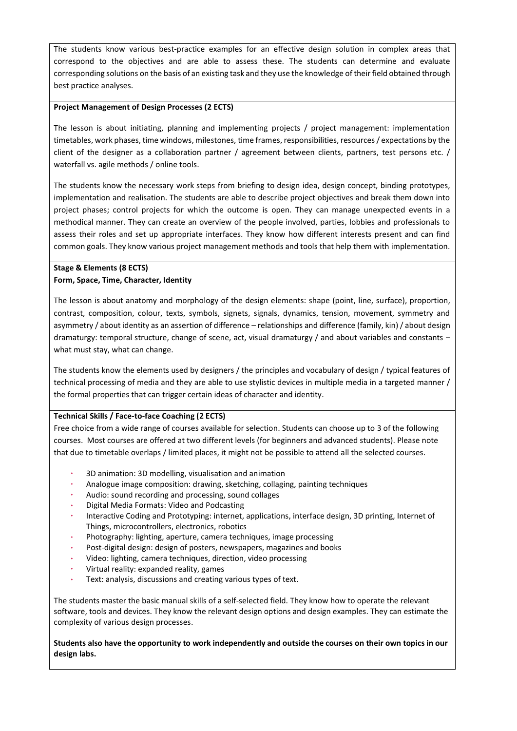The students know various best-practice examples for an effective design solution in complex areas that correspond to the objectives and are able to assess these. The students can determine and evaluate corresponding solutions on the basis of an existing task and they use the knowledge of their field obtained through best practice analyses.

**Project Management of Design Processes (2 ECTS)**

The lesson is about initiating, planning and implementing projects / project management: implementation timetables, work phases, time windows, milestones, time frames, responsibilities, resources / expectations by the client of the designer as a collaboration partner / agreement between clients, partners, test persons etc. / waterfall vs. agile methods / online tools.

The students know the necessary work steps from briefing to design idea, design concept, binding prototypes, implementation and realisation. The students are able to describe project objectives and break them down into project phases; control projects for which the outcome is open. They can manage unexpected events in a methodical manner. They can create an overview of the people involved, parties, lobbies and professionals to assess their roles and set up appropriate interfaces. They know how different interests present and can find common goals. They know various project management methods and tools that help them with implementation.

**Stage & Elements (8 ECTS)**
**Form, Space, Time, Character, Identity**

The lesson is about anatomy and morphology of the design elements: shape (point, line, surface), proportion, contrast, composition, colour, texts, symbols, signets, signals, dynamics, tension, movement, symmetry and asymmetry / about identity as an assertion of difference – relationships and difference (family, kin) / about design dramaturgy: temporal structure, change of scene, act, visual dramaturgy / and about variables and constants – what must stay, what can change.

The students know the elements used by designers / the principles and vocabulary of design / typical features of technical processing of media and they are able to use stylistic devices in multiple media in a targeted manner / the formal properties that can trigger certain ideas of character and identity.

**Technical Skills / Face-to-face Coaching (2 ECTS)**

Free choice from a wide range of courses available for selection. Students can choose up to 3 of the following courses. Most courses are offered at two different levels (for beginners and advanced students). Please note that due to timetable overlaps / limited places, it might not be possible to attend all the selected courses.

- 3D animation: 3D modelling, visualisation and animation
- Analogue image composition: drawing, sketching, collaging, painting techniques
- Audio: sound recording and processing, sound collages
- Digital Media Formats: Video and Podcasting
- Interactive Coding and Prototyping: internet, applications, interface design, 3D printing, Internet of Things, microcontrollers, electronics, robotics
- Photography: lighting, aperture, camera techniques, image processing
- Post-digital design: design of posters, newspapers, magazines and books
- Video: lighting, camera techniques, direction, video processing
- Virtual reality: expanded reality, games
- Text: analysis, discussions and creating various types of text.

The students master the basic manual skills of a self-selected field. They know how to operate the relevant software, tools and devices. They know the relevant design options and design examples. They can estimate the complexity of various design processes.

**Students also have the opportunity to work independently and outside the courses on their own topics in our design labs.**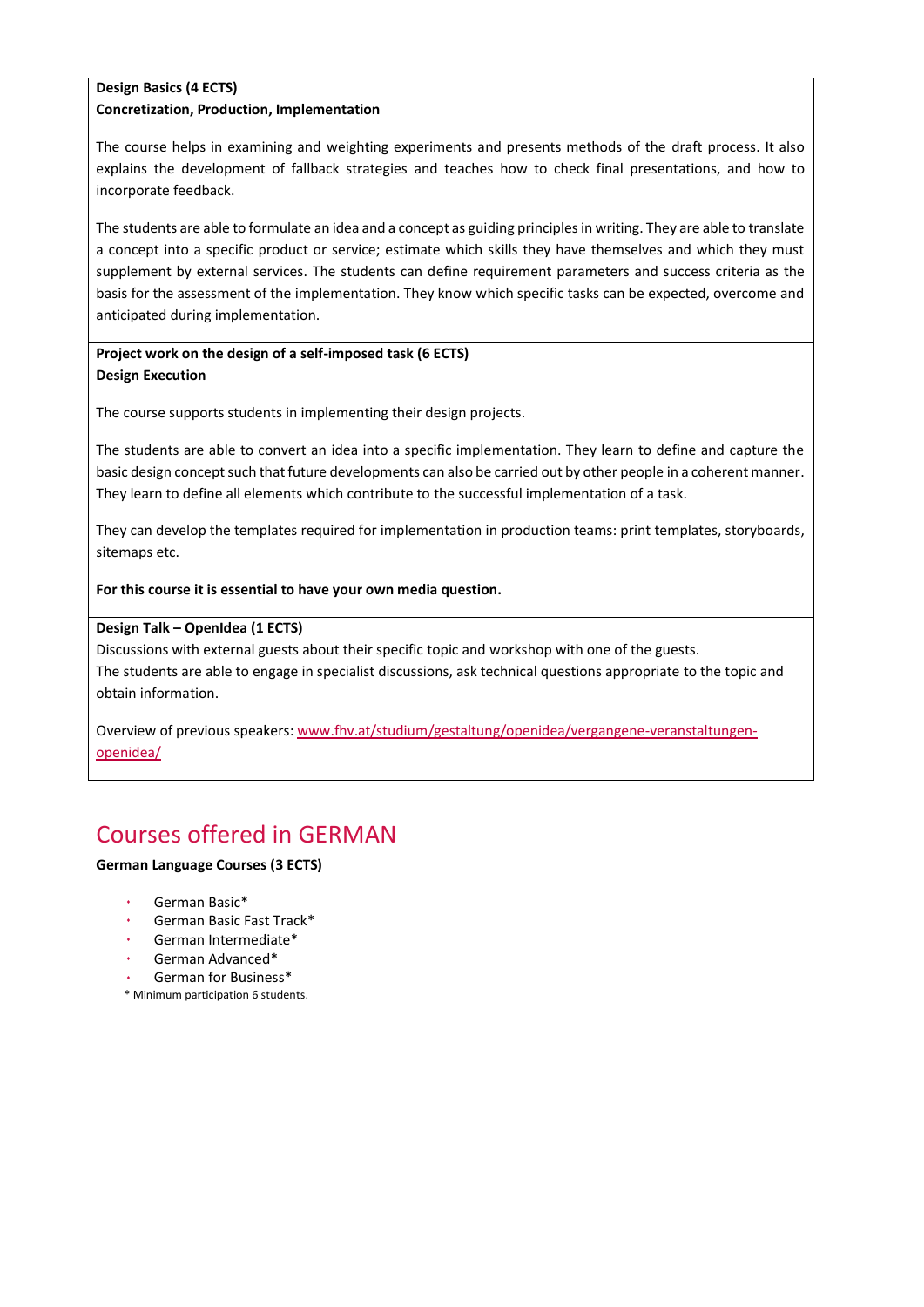**Design Basics (4 ECTS)**
**Concretization, Production, Implementation**

The course helps in examining and weighting experiments and presents methods of the draft process. It also explains the development of fallback strategies and teaches how to check final presentations, and how to incorporate feedback.

The students are able to formulate an idea and a concept as guiding principles in writing. They are able to translate a concept into a specific product or service; estimate which skills they have themselves and which they must supplement by external services. The students can define requirement parameters and success criteria as the basis for the assessment of the implementation. They know which specific tasks can be expected, overcome and anticipated during implementation.

**Project work on the design of a self-imposed task (6 ECTS)**
**Design Execution**

The course supports students in implementing their design projects.

The students are able to convert an idea into a specific implementation. They learn to define and capture the basic design concept such that future developments can also be carried out by other people in a coherent manner. They learn to define all elements which contribute to the successful implementation of a task.

They can develop the templates required for implementation in production teams: print templates, storyboards, sitemaps etc.

**For this course it is essential to have your own media question.**

**Design Talk – OpenIdea (1 ECTS)**
Discussions with external guests about their specific topic and workshop with one of the guests.
The students are able to engage in specialist discussions, ask technical questions appropriate to the topic and obtain information.

Overview of previous speakers: [www.fhv.at/studium/gestaltung/openidea/vergangene-veranstaltungen-openidea/](www.fhv.at/studium/gestaltung/openidea/vergangene-veranstaltungen-openidea/)

## Courses offered in GERMAN

**German Language Courses (3 ECTS)**

- German Basic*
- German Basic Fast Track*
- German Intermediate*
- German Advanced*
- German for Business*

\* Minimum participation 6 students.